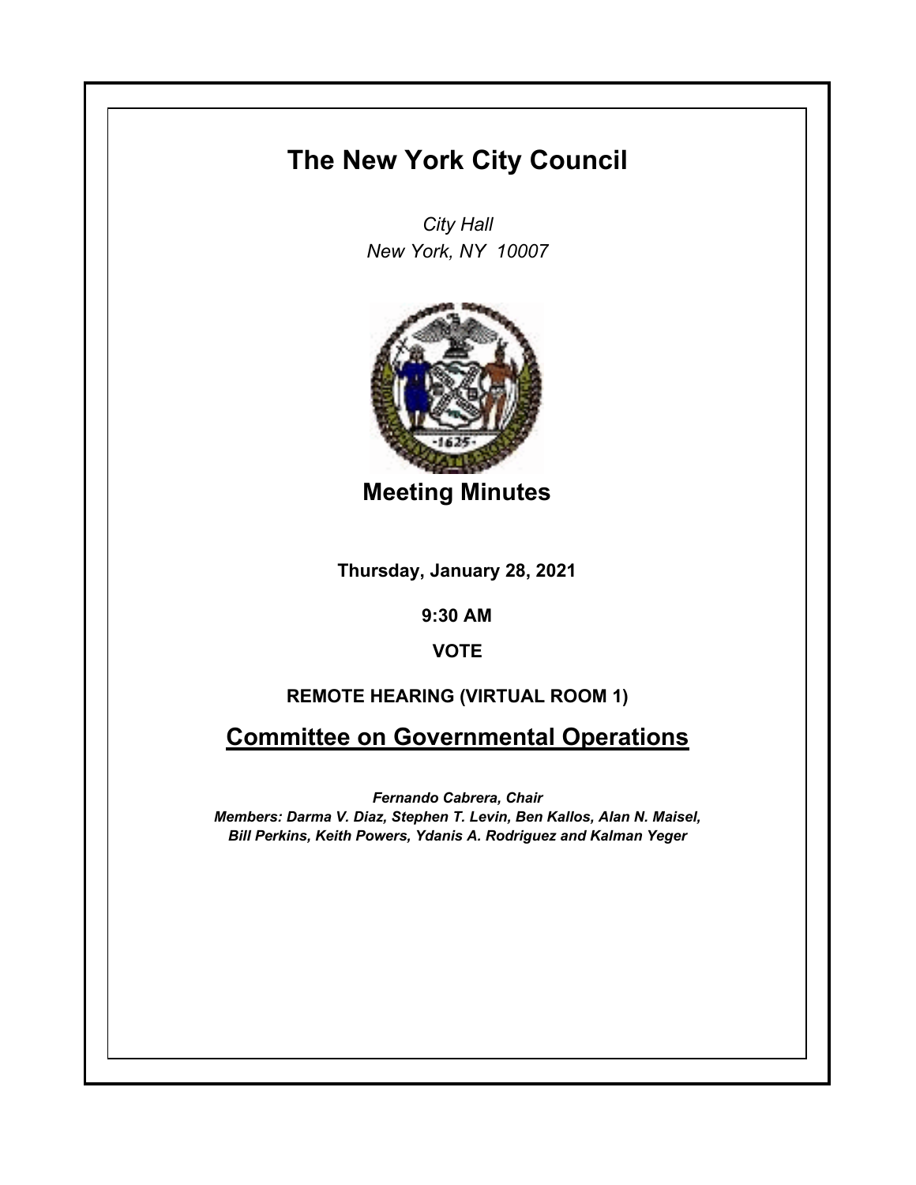# The New York City Council

*City Hall*
*New York, NY 10007*

## Meeting Minutes

**Thursday, January 28, 2021**

**9:30 AM**

**VOTE**

**REMOTE HEARING (VIRTUAL ROOM 1)**

## Committee on Governmental Operations

***Fernando Cabrera, Chair***
***Members: Darma V. Diaz, Stephen T. Levin, Ben Kallos, Alan N. Maisel, Bill Perkins, Keith Powers, Ydanis A. Rodriguez and Kalman Yeger***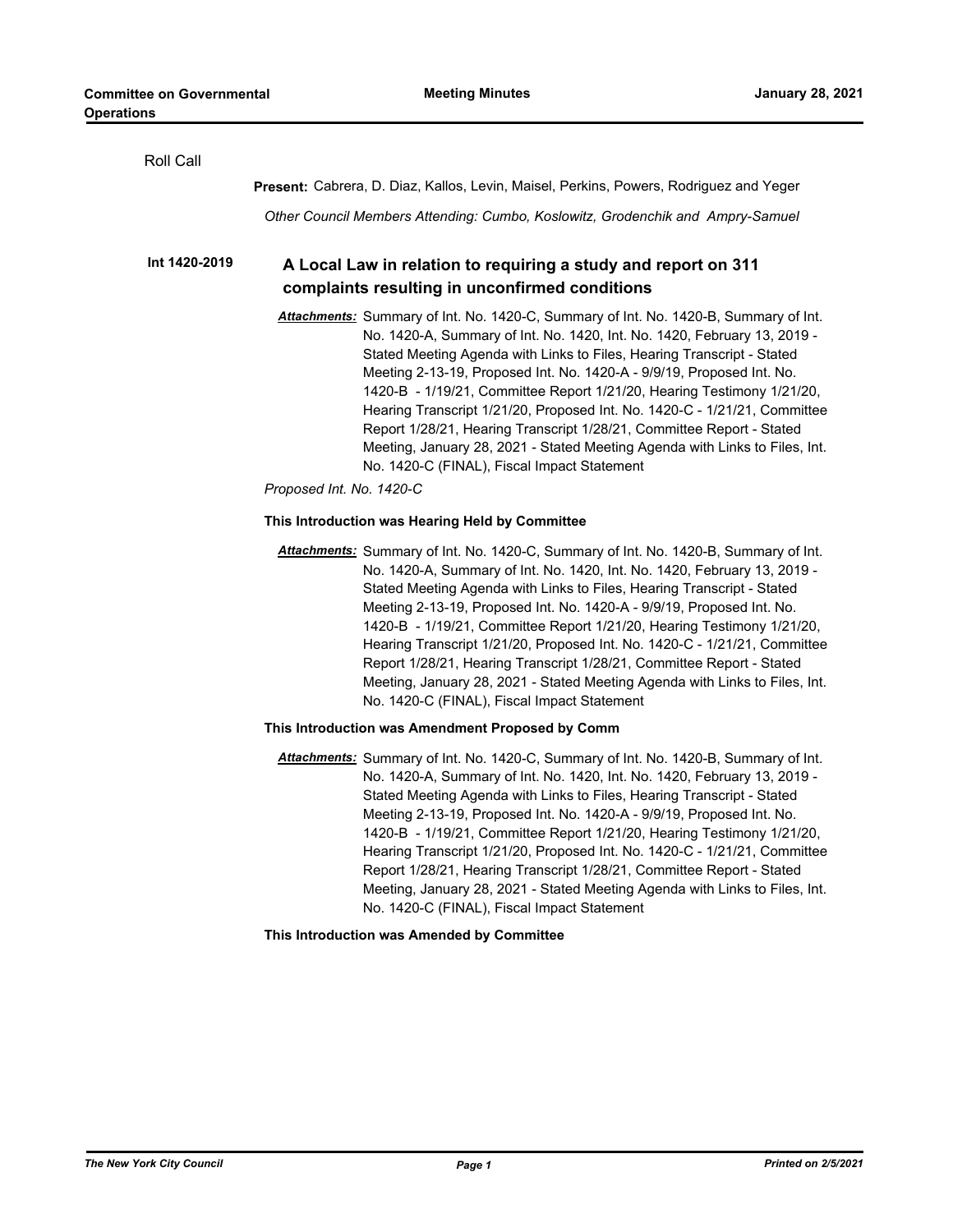Roll Call

**Present:** Cabrera, D. Diaz, Kallos, Levin, Maisel, Perkins, Powers, Rodriguez and Yeger

*Other Council Members Attending: Cumbo, Koslowitz, Grodenchik and Ampry-Samuel*

**Int 1420-2019**

## A Local Law in relation to requiring a study and report on 311 complaints resulting in unconfirmed conditions

***Attachments:*** Summary of Int. No. 1420-C, Summary of Int. No. 1420-B, Summary of Int. No. 1420-A, Summary of Int. No. 1420, Int. No. 1420, February 13, 2019 - Stated Meeting Agenda with Links to Files, Hearing Transcript - Stated Meeting 2-13-19, Proposed Int. No. 1420-A - 9/9/19, Proposed Int. No. 1420-B - 1/19/21, Committee Report 1/21/20, Hearing Testimony 1/21/20, Hearing Transcript 1/21/20, Proposed Int. No. 1420-C - 1/21/21, Committee Report 1/28/21, Hearing Transcript 1/28/21, Committee Report - Stated Meeting, January 28, 2021 - Stated Meeting Agenda with Links to Files, Int. No. 1420-C (FINAL), Fiscal Impact Statement

*Proposed Int. No. 1420-C*

**This Introduction was Hearing Held by Committee**

***Attachments:*** Summary of Int. No. 1420-C, Summary of Int. No. 1420-B, Summary of Int. No. 1420-A, Summary of Int. No. 1420, Int. No. 1420, February 13, 2019 - Stated Meeting Agenda with Links to Files, Hearing Transcript - Stated Meeting 2-13-19, Proposed Int. No. 1420-A - 9/9/19, Proposed Int. No. 1420-B - 1/19/21, Committee Report 1/21/20, Hearing Testimony 1/21/20, Hearing Transcript 1/21/20, Proposed Int. No. 1420-C - 1/21/21, Committee Report 1/28/21, Hearing Transcript 1/28/21, Committee Report - Stated Meeting, January 28, 2021 - Stated Meeting Agenda with Links to Files, Int. No. 1420-C (FINAL), Fiscal Impact Statement

**This Introduction was Amendment Proposed by Comm**

***Attachments:*** Summary of Int. No. 1420-C, Summary of Int. No. 1420-B, Summary of Int. No. 1420-A, Summary of Int. No. 1420, Int. No. 1420, February 13, 2019 - Stated Meeting Agenda with Links to Files, Hearing Transcript - Stated Meeting 2-13-19, Proposed Int. No. 1420-A - 9/9/19, Proposed Int. No. 1420-B - 1/19/21, Committee Report 1/21/20, Hearing Testimony 1/21/20, Hearing Transcript 1/21/20, Proposed Int. No. 1420-C - 1/21/21, Committee Report 1/28/21, Hearing Transcript 1/28/21, Committee Report - Stated Meeting, January 28, 2021 - Stated Meeting Agenda with Links to Files, Int. No. 1420-C (FINAL), Fiscal Impact Statement

**This Introduction was Amended by Committee**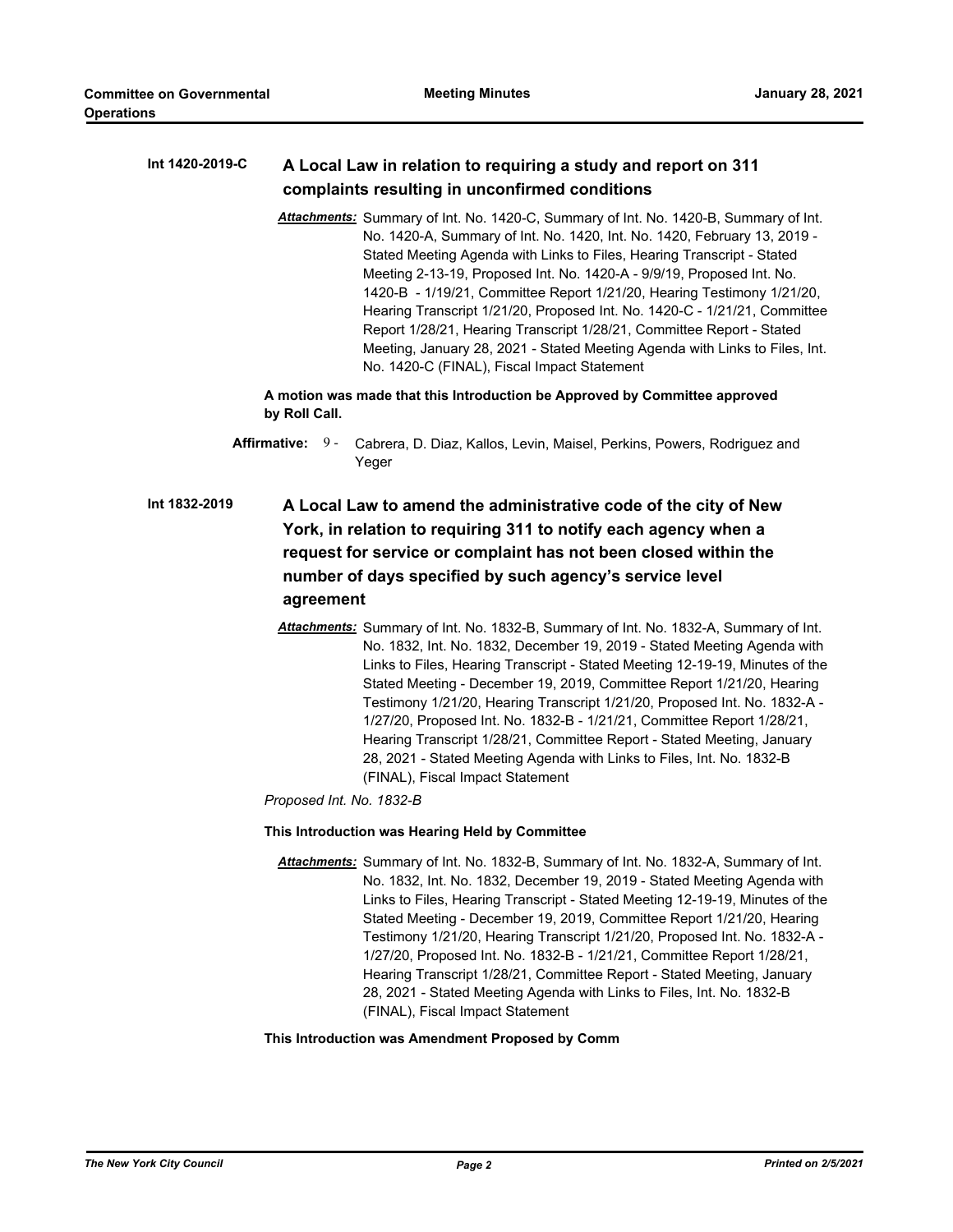**Int 1420-2019-C** **A Local Law in relation to requiring a study and report on 311 complaints resulting in unconfirmed conditions**

***Attachments:*** Summary of Int. No. 1420-C, Summary of Int. No. 1420-B, Summary of Int. No. 1420-A, Summary of Int. No. 1420, Int. No. 1420, February 13, 2019 - Stated Meeting Agenda with Links to Files, Hearing Transcript - Stated Meeting 2-13-19, Proposed Int. No. 1420-A - 9/9/19, Proposed Int. No. 1420-B - 1/19/21, Committee Report 1/21/20, Hearing Testimony 1/21/20, Hearing Transcript 1/21/20, Proposed Int. No. 1420-C - 1/21/21, Committee Report 1/28/21, Hearing Transcript 1/28/21, Committee Report - Stated Meeting, January 28, 2021 - Stated Meeting Agenda with Links to Files, Int. No. 1420-C (FINAL), Fiscal Impact Statement

**A motion was made that this Introduction be Approved by Committee approved by Roll Call.**

**Affirmative:** 9 - Cabrera, D. Diaz, Kallos, Levin, Maisel, Perkins, Powers, Rodriguez and Yeger

**Int 1832-2019** **A Local Law to amend the administrative code of the city of New York, in relation to requiring 311 to notify each agency when a request for service or complaint has not been closed within the number of days specified by such agency's service level agreement**

***Attachments:*** Summary of Int. No. 1832-B, Summary of Int. No. 1832-A, Summary of Int. No. 1832, Int. No. 1832, December 19, 2019 - Stated Meeting Agenda with Links to Files, Hearing Transcript - Stated Meeting 12-19-19, Minutes of the Stated Meeting - December 19, 2019, Committee Report 1/21/20, Hearing Testimony 1/21/20, Hearing Transcript 1/21/20, Proposed Int. No. 1832-A - 1/27/20, Proposed Int. No. 1832-B - 1/21/21, Committee Report 1/28/21, Hearing Transcript 1/28/21, Committee Report - Stated Meeting, January 28, 2021 - Stated Meeting Agenda with Links to Files, Int. No. 1832-B (FINAL), Fiscal Impact Statement

*Proposed Int. No. 1832-B*

**This Introduction was Hearing Held by Committee**

***Attachments:*** Summary of Int. No. 1832-B, Summary of Int. No. 1832-A, Summary of Int. No. 1832, Int. No. 1832, December 19, 2019 - Stated Meeting Agenda with Links to Files, Hearing Transcript - Stated Meeting 12-19-19, Minutes of the Stated Meeting - December 19, 2019, Committee Report 1/21/20, Hearing Testimony 1/21/20, Hearing Transcript 1/21/20, Proposed Int. No. 1832-A - 1/27/20, Proposed Int. No. 1832-B - 1/21/21, Committee Report 1/28/21, Hearing Transcript 1/28/21, Committee Report - Stated Meeting, January 28, 2021 - Stated Meeting Agenda with Links to Files, Int. No. 1832-B (FINAL), Fiscal Impact Statement

**This Introduction was Amendment Proposed by Comm**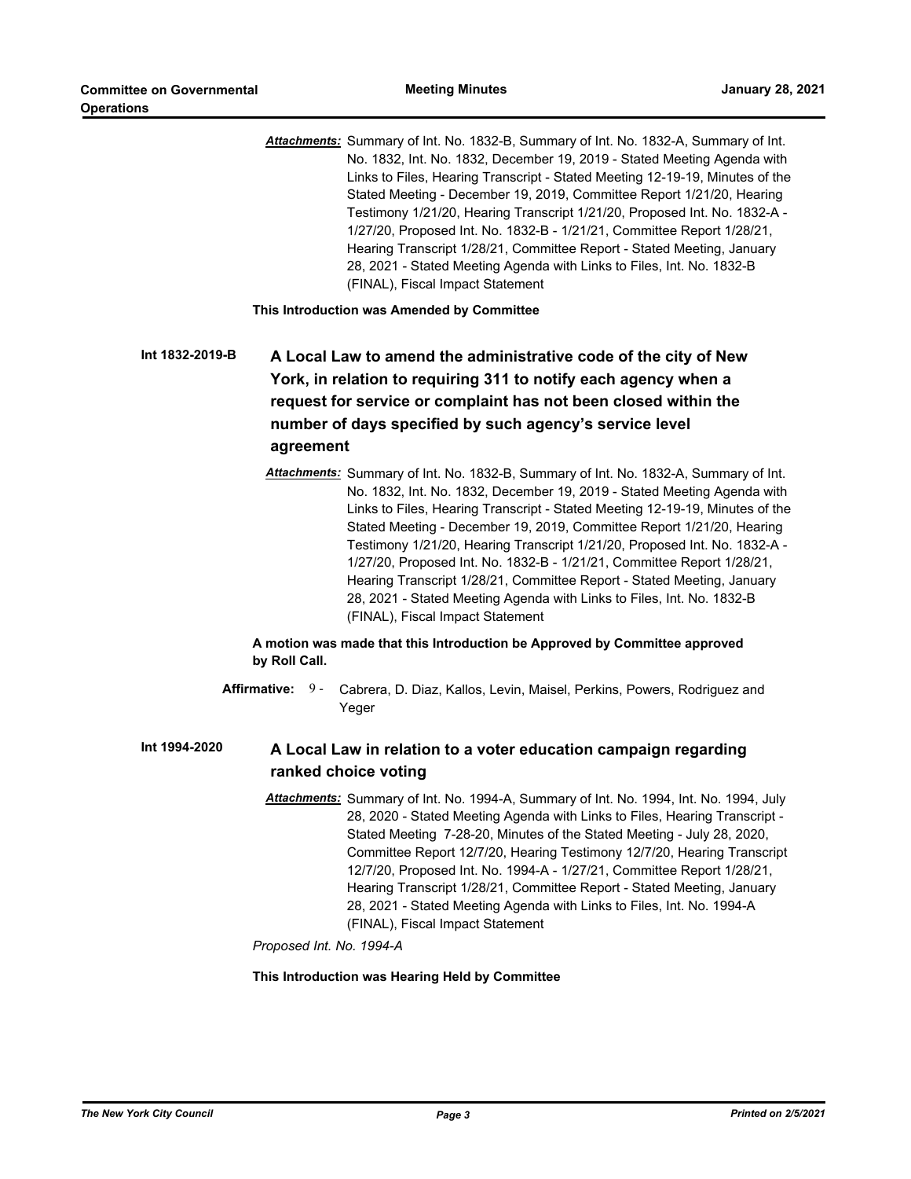***Attachments:*** Summary of Int. No. 1832-B, Summary of Int. No. 1832-A, Summary of Int. No. 1832, Int. No. 1832, December 19, 2019 - Stated Meeting Agenda with Links to Files, Hearing Transcript - Stated Meeting 12-19-19, Minutes of the Stated Meeting - December 19, 2019, Committee Report 1/21/20, Hearing Testimony 1/21/20, Hearing Transcript 1/21/20, Proposed Int. No. 1832-A - 1/27/20, Proposed Int. No. 1832-B - 1/21/21, Committee Report 1/28/21, Hearing Transcript 1/28/21, Committee Report - Stated Meeting, January 28, 2021 - Stated Meeting Agenda with Links to Files, Int. No. 1832-B (FINAL), Fiscal Impact Statement

**This Introduction was Amended by Committee**

**Int 1832-2019-B** **A Local Law to amend the administrative code of the city of New York, in relation to requiring 311 to notify each agency when a request for service or complaint has not been closed within the number of days specified by such agency's service level agreement**

***Attachments:*** Summary of Int. No. 1832-B, Summary of Int. No. 1832-A, Summary of Int. No. 1832, Int. No. 1832, December 19, 2019 - Stated Meeting Agenda with Links to Files, Hearing Transcript - Stated Meeting 12-19-19, Minutes of the Stated Meeting - December 19, 2019, Committee Report 1/21/20, Hearing Testimony 1/21/20, Hearing Transcript 1/21/20, Proposed Int. No. 1832-A - 1/27/20, Proposed Int. No. 1832-B - 1/21/21, Committee Report 1/28/21, Hearing Transcript 1/28/21, Committee Report - Stated Meeting, January 28, 2021 - Stated Meeting Agenda with Links to Files, Int. No. 1832-B (FINAL), Fiscal Impact Statement

**A motion was made that this Introduction be Approved by Committee approved by Roll Call.**

**Affirmative:** 9 - Cabrera, D. Diaz, Kallos, Levin, Maisel, Perkins, Powers, Rodriguez and Yeger

**Int 1994-2020** **A Local Law in relation to a voter education campaign regarding ranked choice voting**

***Attachments:*** Summary of Int. No. 1994-A, Summary of Int. No. 1994, Int. No. 1994, July 28, 2020 - Stated Meeting Agenda with Links to Files, Hearing Transcript - Stated Meeting 7-28-20, Minutes of the Stated Meeting - July 28, 2020, Committee Report 12/7/20, Hearing Testimony 12/7/20, Hearing Transcript 12/7/20, Proposed Int. No. 1994-A - 1/27/21, Committee Report 1/28/21, Hearing Transcript 1/28/21, Committee Report - Stated Meeting, January 28, 2021 - Stated Meeting Agenda with Links to Files, Int. No. 1994-A (FINAL), Fiscal Impact Statement

*Proposed Int. No. 1994-A*

**This Introduction was Hearing Held by Committee**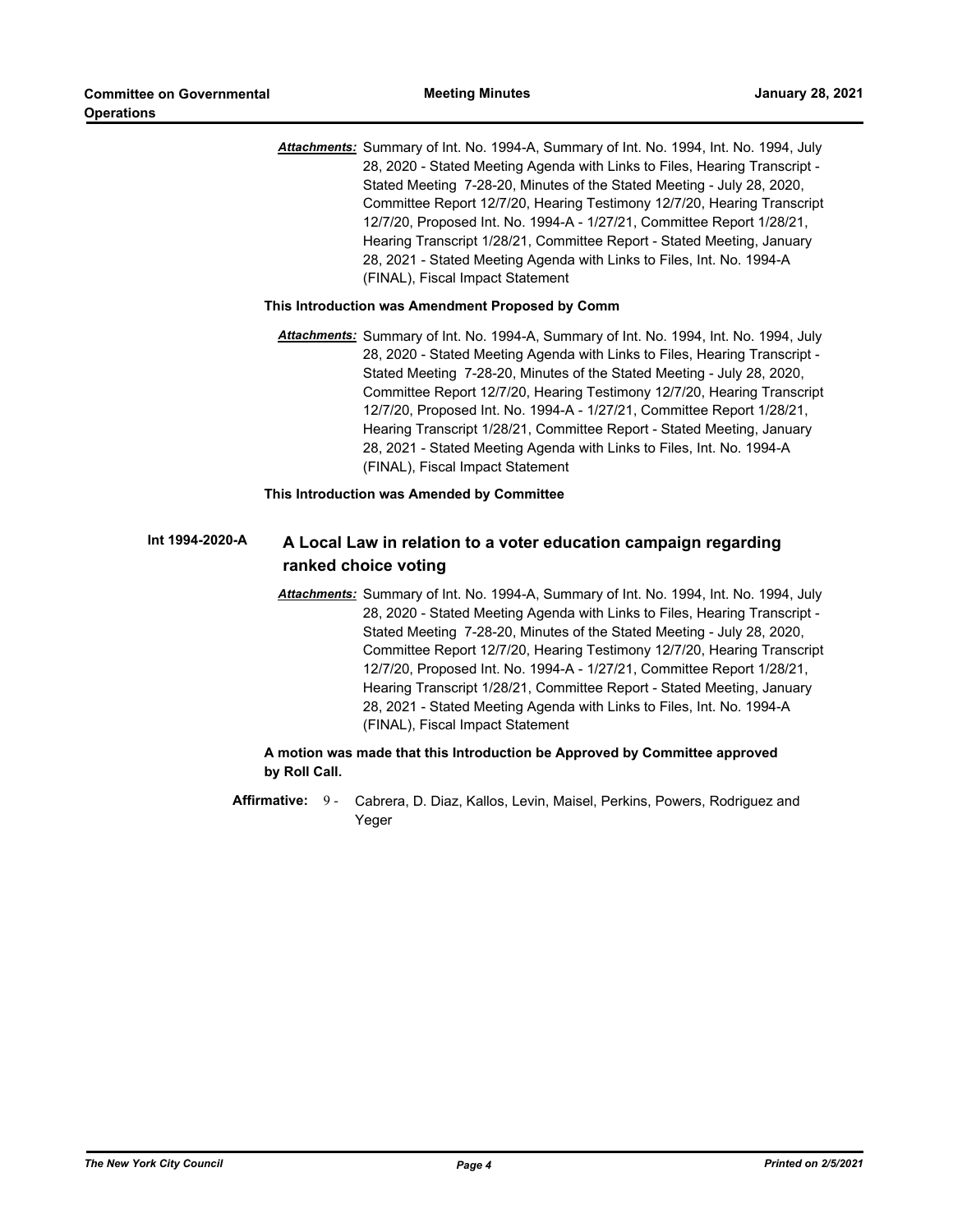***Attachments:*** Summary of Int. No. 1994-A, Summary of Int. No. 1994, Int. No. 1994, July 28, 2020 - Stated Meeting Agenda with Links to Files, Hearing Transcript - Stated Meeting 7-28-20, Minutes of the Stated Meeting - July 28, 2020, Committee Report 12/7/20, Hearing Testimony 12/7/20, Hearing Transcript 12/7/20, Proposed Int. No. 1994-A - 1/27/21, Committee Report 1/28/21, Hearing Transcript 1/28/21, Committee Report - Stated Meeting, January 28, 2021 - Stated Meeting Agenda with Links to Files, Int. No. 1994-A (FINAL), Fiscal Impact Statement

**This Introduction was Amendment Proposed by Comm**

***Attachments:*** Summary of Int. No. 1994-A, Summary of Int. No. 1994, Int. No. 1994, July 28, 2020 - Stated Meeting Agenda with Links to Files, Hearing Transcript - Stated Meeting 7-28-20, Minutes of the Stated Meeting - July 28, 2020, Committee Report 12/7/20, Hearing Testimony 12/7/20, Hearing Transcript 12/7/20, Proposed Int. No. 1994-A - 1/27/21, Committee Report 1/28/21, Hearing Transcript 1/28/21, Committee Report - Stated Meeting, January 28, 2021 - Stated Meeting Agenda with Links to Files, Int. No. 1994-A (FINAL), Fiscal Impact Statement

**This Introduction was Amended by Committee**

**Int 1994-2020-A** **A Local Law in relation to a voter education campaign regarding ranked choice voting**

***Attachments:*** Summary of Int. No. 1994-A, Summary of Int. No. 1994, Int. No. 1994, July 28, 2020 - Stated Meeting Agenda with Links to Files, Hearing Transcript - Stated Meeting 7-28-20, Minutes of the Stated Meeting - July 28, 2020, Committee Report 12/7/20, Hearing Testimony 12/7/20, Hearing Transcript 12/7/20, Proposed Int. No. 1994-A - 1/27/21, Committee Report 1/28/21, Hearing Transcript 1/28/21, Committee Report - Stated Meeting, January 28, 2021 - Stated Meeting Agenda with Links to Files, Int. No. 1994-A (FINAL), Fiscal Impact Statement

**A motion was made that this Introduction be Approved by Committee approved by Roll Call.**

**Affirmative:** 9 - Cabrera, D. Diaz, Kallos, Levin, Maisel, Perkins, Powers, Rodriguez and Yeger